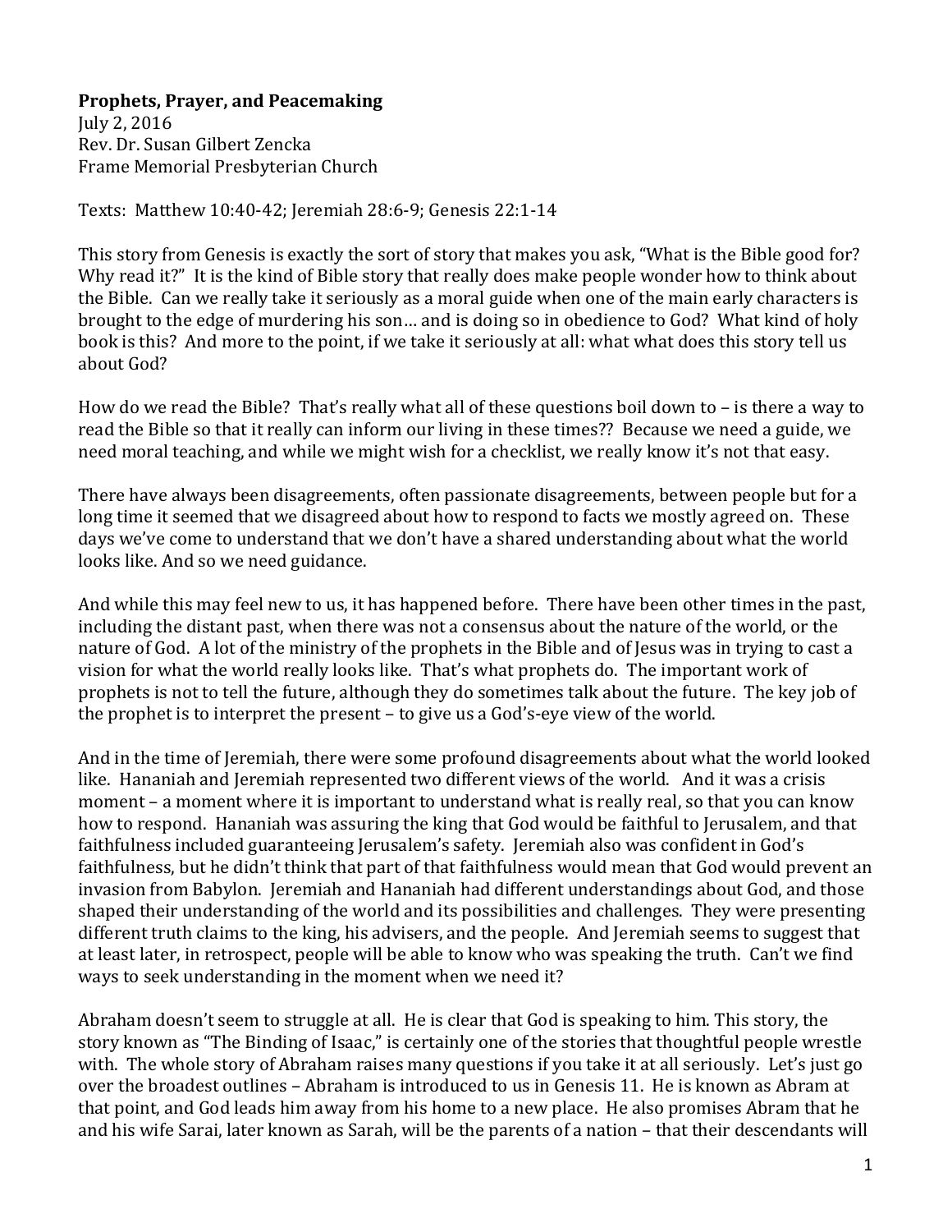**Prophets, Prayer, and Peacemaking**
July 2, 2016
Rev. Dr. Susan Gilbert Zencka
Frame Memorial Presbyterian Church

Texts: Matthew 10:40-42; Jeremiah 28:6-9; Genesis 22:1-14

This story from Genesis is exactly the sort of story that makes you ask, "What is the Bible good for? Why read it?" It is the kind of Bible story that really does make people wonder how to think about the Bible. Can we really take it seriously as a moral guide when one of the main early characters is brought to the edge of murdering his son… and is doing so in obedience to God? What kind of holy book is this? And more to the point, if we take it seriously at all: what what does this story tell us about God?

How do we read the Bible? That's really what all of these questions boil down to – is there a way to read the Bible so that it really can inform our living in these times?? Because we need a guide, we need moral teaching, and while we might wish for a checklist, we really know it's not that easy.

There have always been disagreements, often passionate disagreements, between people but for a long time it seemed that we disagreed about how to respond to facts we mostly agreed on. These days we've come to understand that we don't have a shared understanding about what the world looks like. And so we need guidance.

And while this may feel new to us, it has happened before. There have been other times in the past, including the distant past, when there was not a consensus about the nature of the world, or the nature of God. A lot of the ministry of the prophets in the Bible and of Jesus was in trying to cast a vision for what the world really looks like. That's what prophets do. The important work of prophets is not to tell the future, although they do sometimes talk about the future. The key job of the prophet is to interpret the present – to give us a God's-eye view of the world.

And in the time of Jeremiah, there were some profound disagreements about what the world looked like. Hananiah and Jeremiah represented two different views of the world. And it was a crisis moment – a moment where it is important to understand what is really real, so that you can know how to respond. Hananiah was assuring the king that God would be faithful to Jerusalem, and that faithfulness included guaranteeing Jerusalem's safety. Jeremiah also was confident in God's faithfulness, but he didn't think that part of that faithfulness would mean that God would prevent an invasion from Babylon. Jeremiah and Hananiah had different understandings about God, and those shaped their understanding of the world and its possibilities and challenges. They were presenting different truth claims to the king, his advisers, and the people. And Jeremiah seems to suggest that at least later, in retrospect, people will be able to know who was speaking the truth. Can't we find ways to seek understanding in the moment when we need it?

Abraham doesn't seem to struggle at all. He is clear that God is speaking to him. This story, the story known as "The Binding of Isaac," is certainly one of the stories that thoughtful people wrestle with. The whole story of Abraham raises many questions if you take it at all seriously. Let's just go over the broadest outlines – Abraham is introduced to us in Genesis 11. He is known as Abram at that point, and God leads him away from his home to a new place. He also promises Abram that he and his wife Sarai, later known as Sarah, will be the parents of a nation – that their descendants will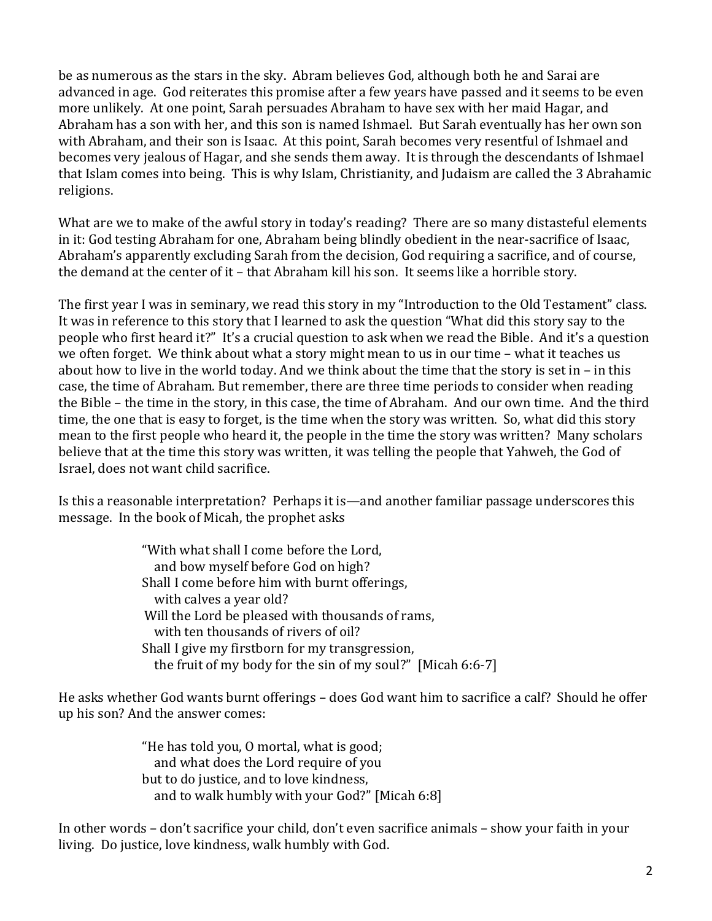be as numerous as the stars in the sky. Abram believes God, although both he and Sarai are advanced in age. God reiterates this promise after a few years have passed and it seems to be even more unlikely. At one point, Sarah persuades Abraham to have sex with her maid Hagar, and Abraham has a son with her, and this son is named Ishmael. But Sarah eventually has her own son with Abraham, and their son is Isaac. At this point, Sarah becomes very resentful of Ishmael and becomes very jealous of Hagar, and she sends them away. It is through the descendants of Ishmael that Islam comes into being. This is why Islam, Christianity, and Judaism are called the 3 Abrahamic religions.

What are we to make of the awful story in today's reading? There are so many distasteful elements in it: God testing Abraham for one, Abraham being blindly obedient in the near-sacrifice of Isaac, Abraham's apparently excluding Sarah from the decision, God requiring a sacrifice, and of course, the demand at the center of it – that Abraham kill his son. It seems like a horrible story.

The first year I was in seminary, we read this story in my "Introduction to the Old Testament" class. It was in reference to this story that I learned to ask the question "What did this story say to the people who first heard it?" It's a crucial question to ask when we read the Bible. And it's a question we often forget. We think about what a story might mean to us in our time – what it teaches us about how to live in the world today. And we think about the time that the story is set in – in this case, the time of Abraham. But remember, there are three time periods to consider when reading the Bible – the time in the story, in this case, the time of Abraham. And our own time. And the third time, the one that is easy to forget, is the time when the story was written. So, what did this story mean to the first people who heard it, the people in the time the story was written? Many scholars believe that at the time this story was written, it was telling the people that Yahweh, the God of Israel, does not want child sacrifice.

Is this a reasonable interpretation? Perhaps it is—and another familiar passage underscores this message. In the book of Micah, the prophet asks

> "With what shall I come before the Lord,
> and bow myself before God on high?
> Shall I come before him with burnt offerings,
> with calves a year old?
> Will the Lord be pleased with thousands of rams,
> with ten thousands of rivers of oil?
> Shall I give my firstborn for my transgression,
> the fruit of my body for the sin of my soul?" [Micah 6:6-7]

He asks whether God wants burnt offerings – does God want him to sacrifice a calf? Should he offer up his son? And the answer comes:

> "He has told you, O mortal, what is good;
> and what does the Lord require of you
> but to do justice, and to love kindness,
> and to walk humbly with your God?" [Micah 6:8]

In other words – don't sacrifice your child, don't even sacrifice animals – show your faith in your living. Do justice, love kindness, walk humbly with God.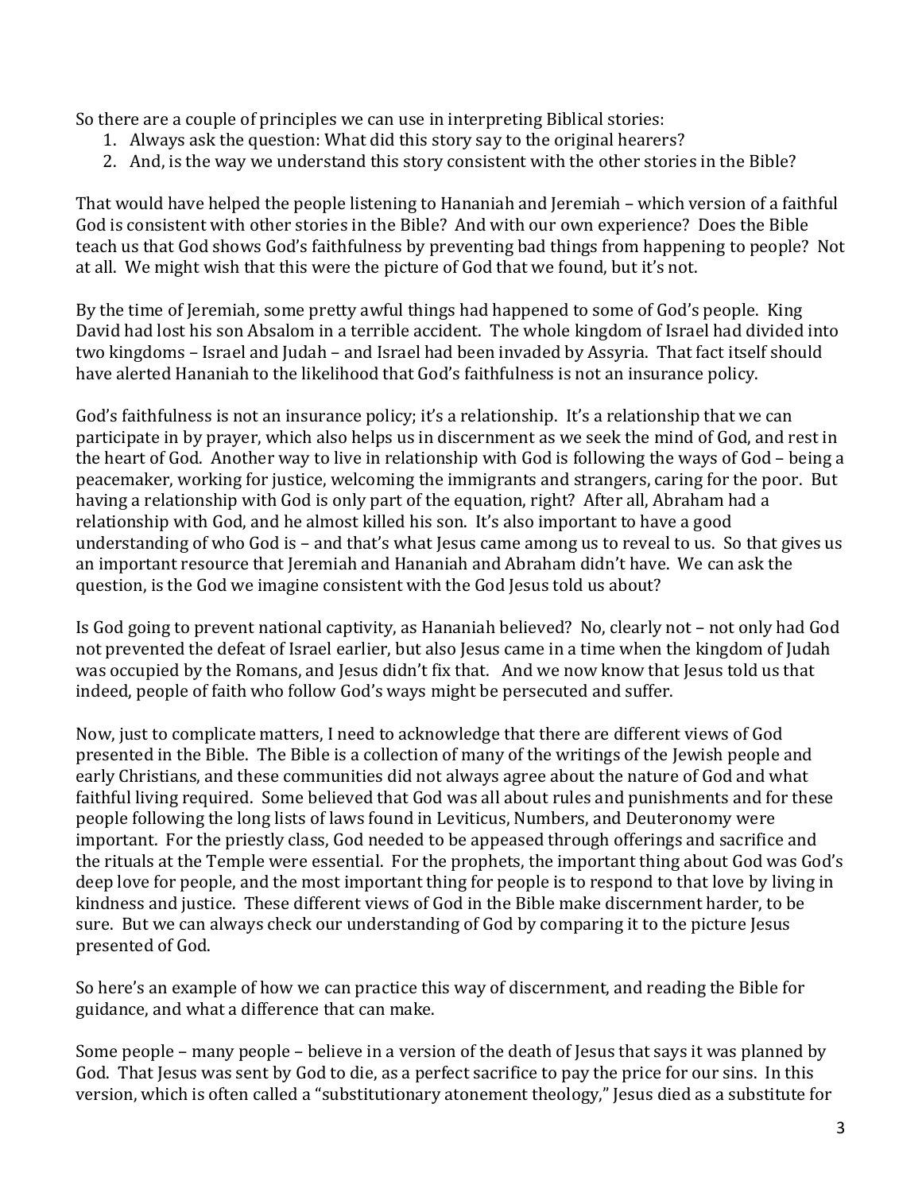So there are a couple of principles we can use in interpreting Biblical stories:

1. Always ask the question: What did this story say to the original hearers?
2. And, is the way we understand this story consistent with the other stories in the Bible?

That would have helped the people listening to Hananiah and Jeremiah – which version of a faithful God is consistent with other stories in the Bible? And with our own experience? Does the Bible teach us that God shows God's faithfulness by preventing bad things from happening to people? Not at all. We might wish that this were the picture of God that we found, but it's not.

By the time of Jeremiah, some pretty awful things had happened to some of God's people. King David had lost his son Absalom in a terrible accident. The whole kingdom of Israel had divided into two kingdoms – Israel and Judah – and Israel had been invaded by Assyria. That fact itself should have alerted Hananiah to the likelihood that God's faithfulness is not an insurance policy.

God's faithfulness is not an insurance policy; it's a relationship. It's a relationship that we can participate in by prayer, which also helps us in discernment as we seek the mind of God, and rest in the heart of God. Another way to live in relationship with God is following the ways of God – being a peacemaker, working for justice, welcoming the immigrants and strangers, caring for the poor. But having a relationship with God is only part of the equation, right? After all, Abraham had a relationship with God, and he almost killed his son. It's also important to have a good understanding of who God is – and that's what Jesus came among us to reveal to us. So that gives us an important resource that Jeremiah and Hananiah and Abraham didn't have. We can ask the question, is the God we imagine consistent with the God Jesus told us about?

Is God going to prevent national captivity, as Hananiah believed? No, clearly not – not only had God not prevented the defeat of Israel earlier, but also Jesus came in a time when the kingdom of Judah was occupied by the Romans, and Jesus didn't fix that. And we now know that Jesus told us that indeed, people of faith who follow God's ways might be persecuted and suffer.

Now, just to complicate matters, I need to acknowledge that there are different views of God presented in the Bible. The Bible is a collection of many of the writings of the Jewish people and early Christians, and these communities did not always agree about the nature of God and what faithful living required. Some believed that God was all about rules and punishments and for these people following the long lists of laws found in Leviticus, Numbers, and Deuteronomy were important. For the priestly class, God needed to be appeased through offerings and sacrifice and the rituals at the Temple were essential. For the prophets, the important thing about God was God's deep love for people, and the most important thing for people is to respond to that love by living in kindness and justice. These different views of God in the Bible make discernment harder, to be sure. But we can always check our understanding of God by comparing it to the picture Jesus presented of God.

So here's an example of how we can practice this way of discernment, and reading the Bible for guidance, and what a difference that can make.

Some people – many people – believe in a version of the death of Jesus that says it was planned by God. That Jesus was sent by God to die, as a perfect sacrifice to pay the price for our sins. In this version, which is often called a "substitutionary atonement theology," Jesus died as a substitute for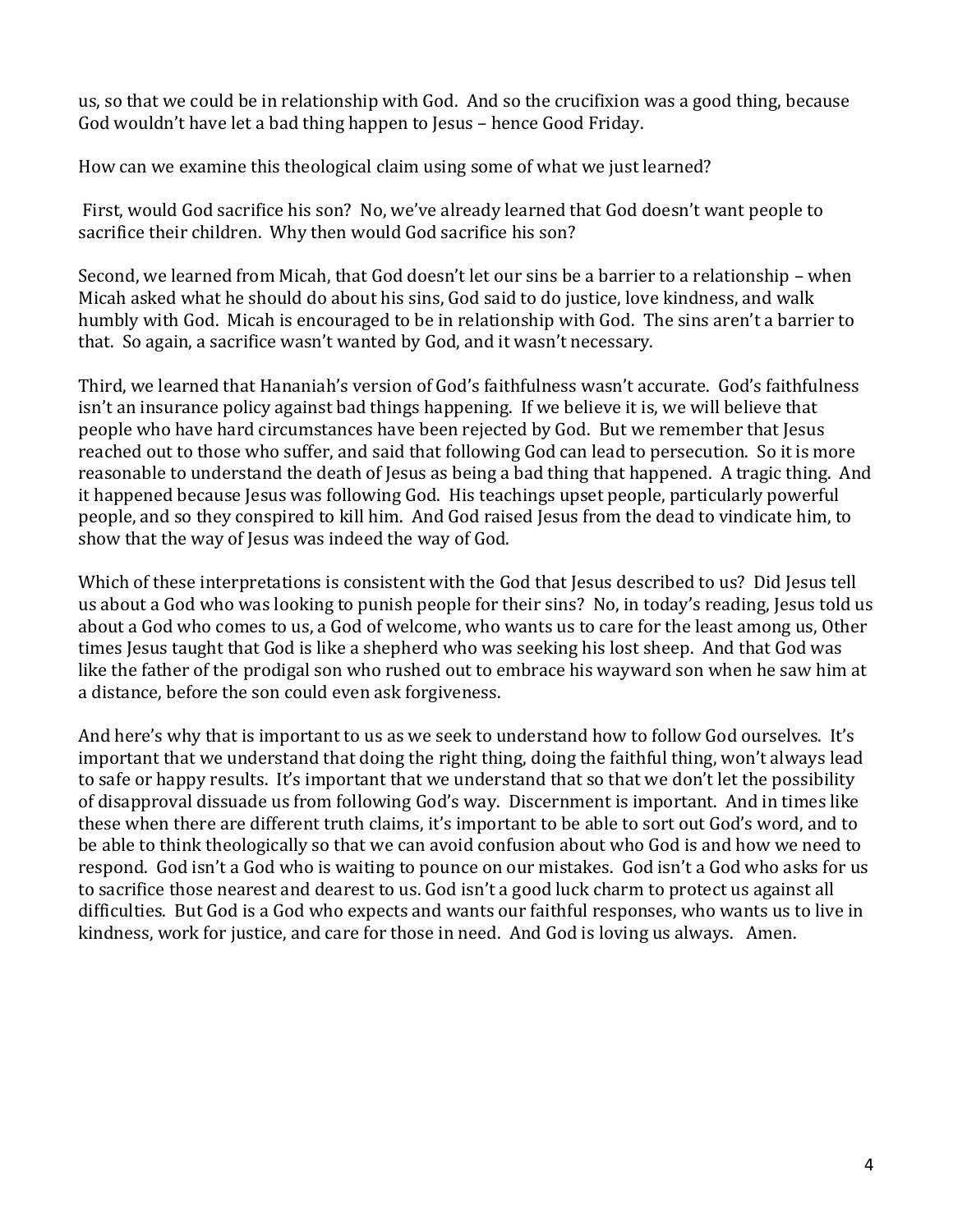us, so that we could be in relationship with God. And so the crucifixion was a good thing, because God wouldn't have let a bad thing happen to Jesus – hence Good Friday.

How can we examine this theological claim using some of what we just learned?

First, would God sacrifice his son? No, we've already learned that God doesn't want people to sacrifice their children. Why then would God sacrifice his son?

Second, we learned from Micah, that God doesn't let our sins be a barrier to a relationship – when Micah asked what he should do about his sins, God said to do justice, love kindness, and walk humbly with God. Micah is encouraged to be in relationship with God. The sins aren't a barrier to that. So again, a sacrifice wasn't wanted by God, and it wasn't necessary.

Third, we learned that Hananiah's version of God's faithfulness wasn't accurate. God's faithfulness isn't an insurance policy against bad things happening. If we believe it is, we will believe that people who have hard circumstances have been rejected by God. But we remember that Jesus reached out to those who suffer, and said that following God can lead to persecution. So it is more reasonable to understand the death of Jesus as being a bad thing that happened. A tragic thing. And it happened because Jesus was following God. His teachings upset people, particularly powerful people, and so they conspired to kill him. And God raised Jesus from the dead to vindicate him, to show that the way of Jesus was indeed the way of God.

Which of these interpretations is consistent with the God that Jesus described to us? Did Jesus tell us about a God who was looking to punish people for their sins? No, in today's reading, Jesus told us about a God who comes to us, a God of welcome, who wants us to care for the least among us, Other times Jesus taught that God is like a shepherd who was seeking his lost sheep. And that God was like the father of the prodigal son who rushed out to embrace his wayward son when he saw him at a distance, before the son could even ask forgiveness.

And here's why that is important to us as we seek to understand how to follow God ourselves. It's important that we understand that doing the right thing, doing the faithful thing, won't always lead to safe or happy results. It's important that we understand that so that we don't let the possibility of disapproval dissuade us from following God's way. Discernment is important. And in times like these when there are different truth claims, it's important to be able to sort out God's word, and to be able to think theologically so that we can avoid confusion about who God is and how we need to respond. God isn't a God who is waiting to pounce on our mistakes. God isn't a God who asks for us to sacrifice those nearest and dearest to us. God isn't a good luck charm to protect us against all difficulties. But God is a God who expects and wants our faithful responses, who wants us to live in kindness, work for justice, and care for those in need. And God is loving us always. Amen.